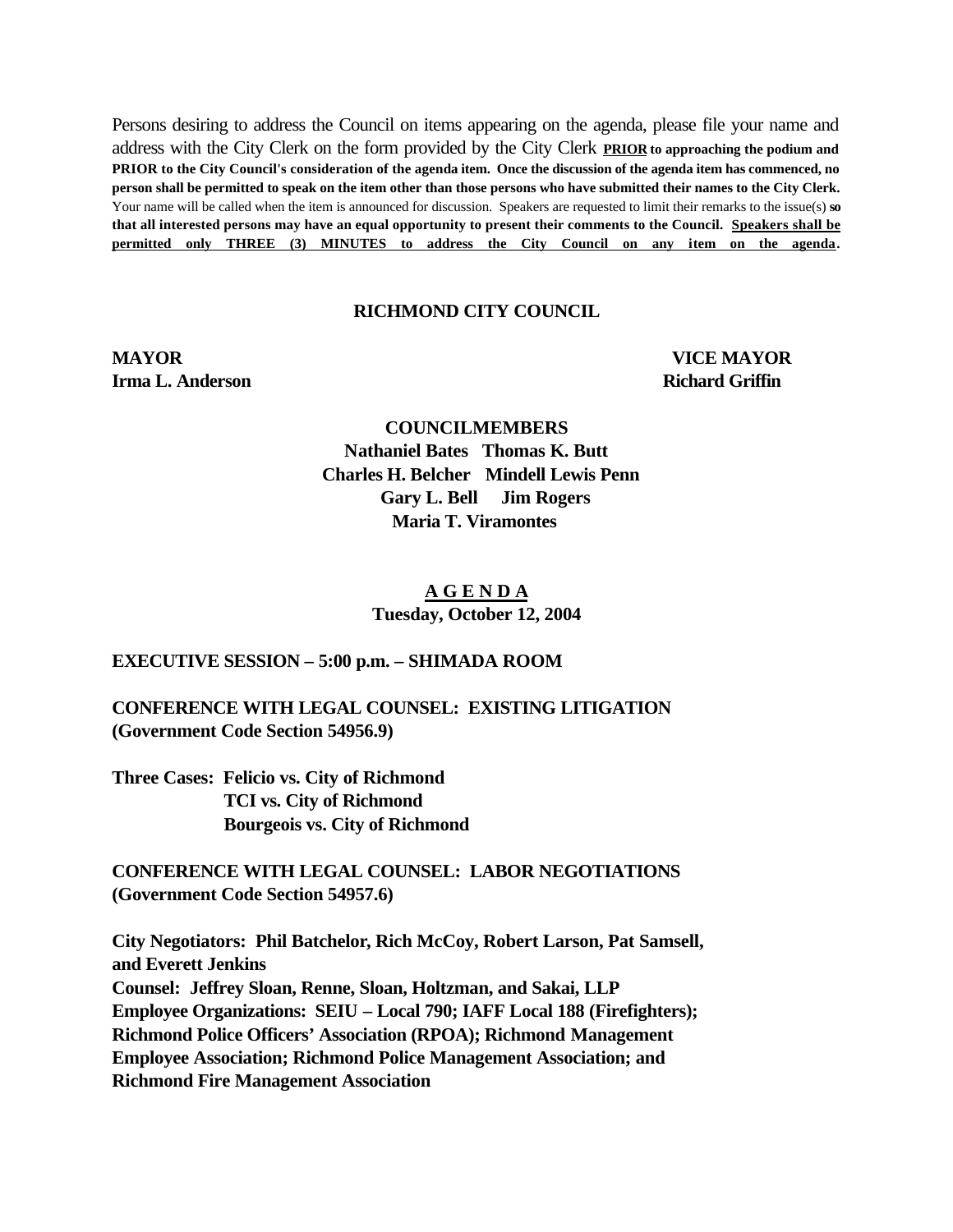Persons desiring to address the Council on items appearing on the agenda, please file your name and address with the City Clerk on the form provided by the City Clerk **<u>PRIOR</u> to approaching the podium and PRIOR to the City Council's consideration of the agenda item. Once the discussion of the agenda item has commenced, no person shall be permitted to speak on the item other than those persons who have submitted their names to the City Clerk.** Your name will be called when the item is announced for discussion. Speakers are requested to limit their remarks to the issue(s) **so that all interested persons may have an equal opportunity to present their comments to the Council. <u>Speakers shall be permitted only THREE (3) MINUTES to address the City Council on any item on the agenda</u>.**

**RICHMOND CITY COUNCIL**

**MAYOR**
**Irma L. Anderson**

**VICE MAYOR**
**Richard Griffin**

**COUNCILMEMBERS**
**Nathaniel Bates Thomas K. Butt**
**Charles H. Belcher Mindell Lewis Penn**
**Gary L. Bell Jim Rogers**
**Maria T. Viramontes**

**<u>A G E N D A</u>**
**Tuesday, October 12, 2004**

**EXECUTIVE SESSION – 5:00 p.m. – SHIMADA ROOM**

**CONFERENCE WITH LEGAL COUNSEL: EXISTING LITIGATION (Government Code Section 54956.9)**

**Three Cases: Felicio vs. City of Richmond**
**TCI vs. City of Richmond**
**Bourgeois vs. City of Richmond**

**CONFERENCE WITH LEGAL COUNSEL: LABOR NEGOTIATIONS (Government Code Section 54957.6)**

**City Negotiators: Phil Batchelor, Rich McCoy, Robert Larson, Pat Samsell, and Everett Jenkins**
**Counsel: Jeffrey Sloan, Renne, Sloan, Holtzman, and Sakai, LLP**
**Employee Organizations: SEIU – Local 790; IAFF Local 188 (Firefighters); Richmond Police Officers' Association (RPOA); Richmond Management Employee Association; Richmond Police Management Association; and Richmond Fire Management Association**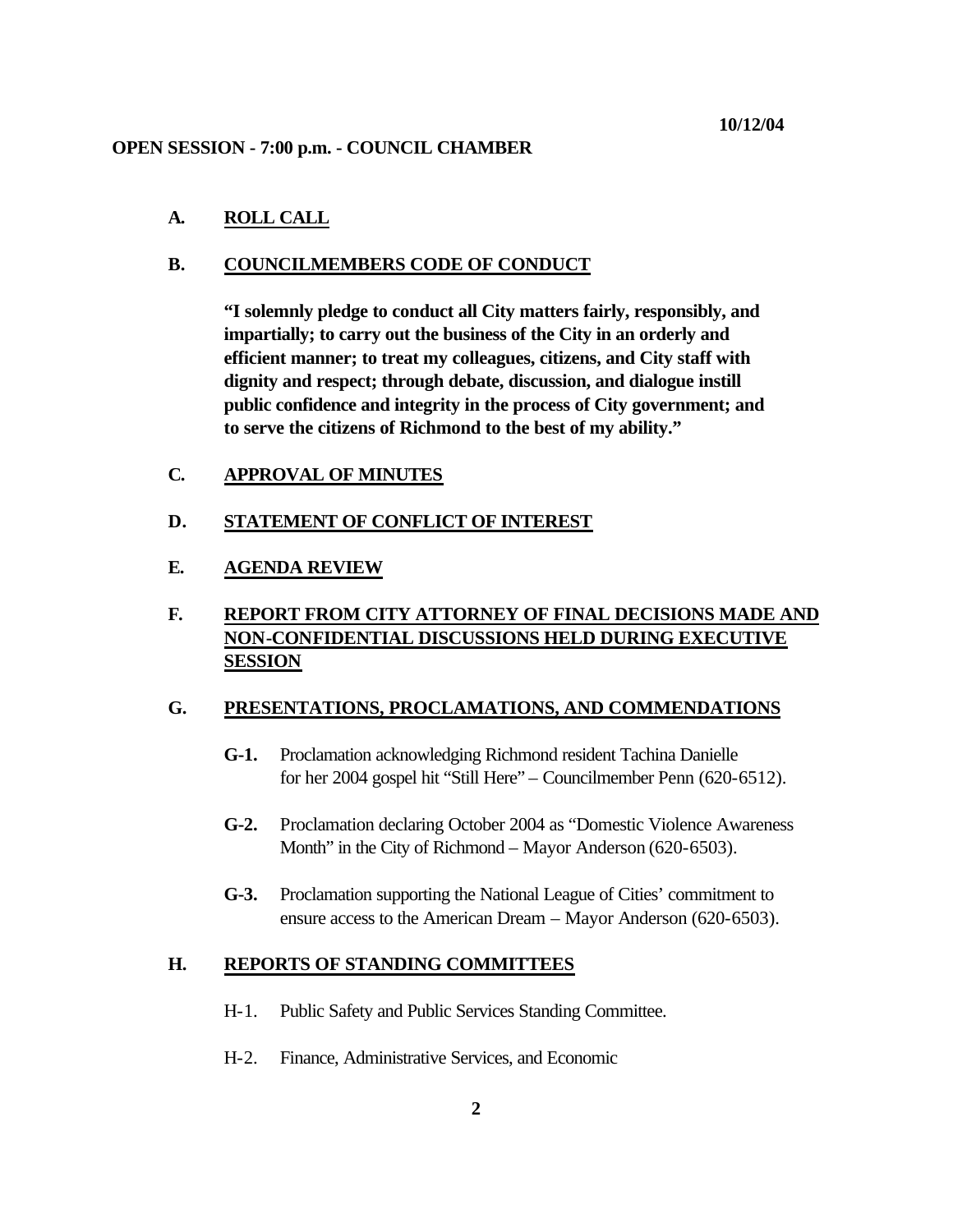10/12/04

**OPEN SESSION - 7:00 p.m. - COUNCIL CHAMBER**

**A. ROLL CALL**

**B. COUNCILMEMBERS CODE OF CONDUCT**

**"I solemnly pledge to conduct all City matters fairly, responsibly, and impartially; to carry out the business of the City in an orderly and efficient manner; to treat my colleagues, citizens, and City staff with dignity and respect; through debate, discussion, and dialogue instill public confidence and integrity in the process of City government; and to serve the citizens of Richmond to the best of my ability."**

**C. APPROVAL OF MINUTES**

**D. STATEMENT OF CONFLICT OF INTEREST**

**E. AGENDA REVIEW**

**F. REPORT FROM CITY ATTORNEY OF FINAL DECISIONS MADE AND NON-CONFIDENTIAL DISCUSSIONS HELD DURING EXECUTIVE SESSION**

**G. PRESENTATIONS, PROCLAMATIONS, AND COMMENDATIONS**

**G-1.** Proclamation acknowledging Richmond resident Tachina Danielle for her 2004 gospel hit "Still Here" – Councilmember Penn (620-6512).

**G-2.** Proclamation declaring October 2004 as "Domestic Violence Awareness Month" in the City of Richmond – Mayor Anderson (620-6503).

**G-3.** Proclamation supporting the National League of Cities' commitment to ensure access to the American Dream – Mayor Anderson (620-6503).

**H. REPORTS OF STANDING COMMITTEES**

H-1. Public Safety and Public Services Standing Committee.

H-2. Finance, Administrative Services, and Economic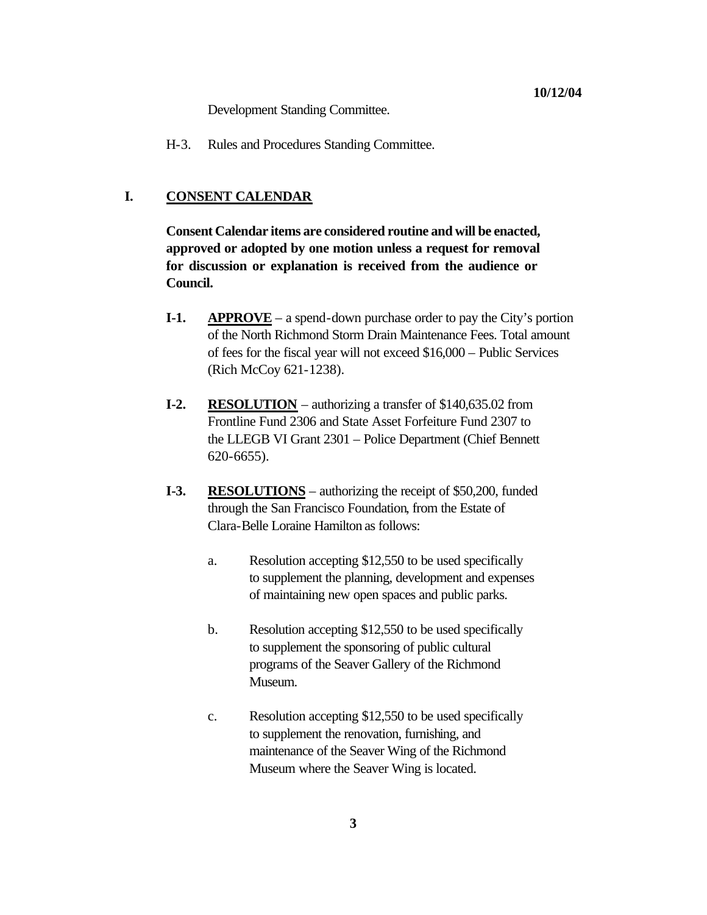Development Standing Committee.

H-3. Rules and Procedures Standing Committee.

## I. CONSENT CALENDAR

**Consent Calendar items are considered routine and will be enacted, approved or adopted by one motion unless a request for removal for discussion or explanation is received from the audience or Council.**

**I-1.** **APPROVE** – a spend-down purchase order to pay the City's portion of the North Richmond Storm Drain Maintenance Fees. Total amount of fees for the fiscal year will not exceed $16,000 – Public Services (Rich McCoy 621-1238).

**I-2.** **RESOLUTION** – authorizing a transfer of $140,635.02 from Frontline Fund 2306 and State Asset Forfeiture Fund 2307 to the LLEGB VI Grant 2301 – Police Department (Chief Bennett 620-6655).

**I-3.** **RESOLUTIONS** – authorizing the receipt of $50,200, funded through the San Francisco Foundation, from the Estate of Clara-Belle Loraine Hamilton as follows:

a. Resolution accepting $12,550 to be used specifically to supplement the planning, development and expenses of maintaining new open spaces and public parks.

b. Resolution accepting $12,550 to be used specifically to supplement the sponsoring of public cultural programs of the Seaver Gallery of the Richmond Museum.

c. Resolution accepting $12,550 to be used specifically to supplement the renovation, furnishing, and maintenance of the Seaver Wing of the Richmond Museum where the Seaver Wing is located.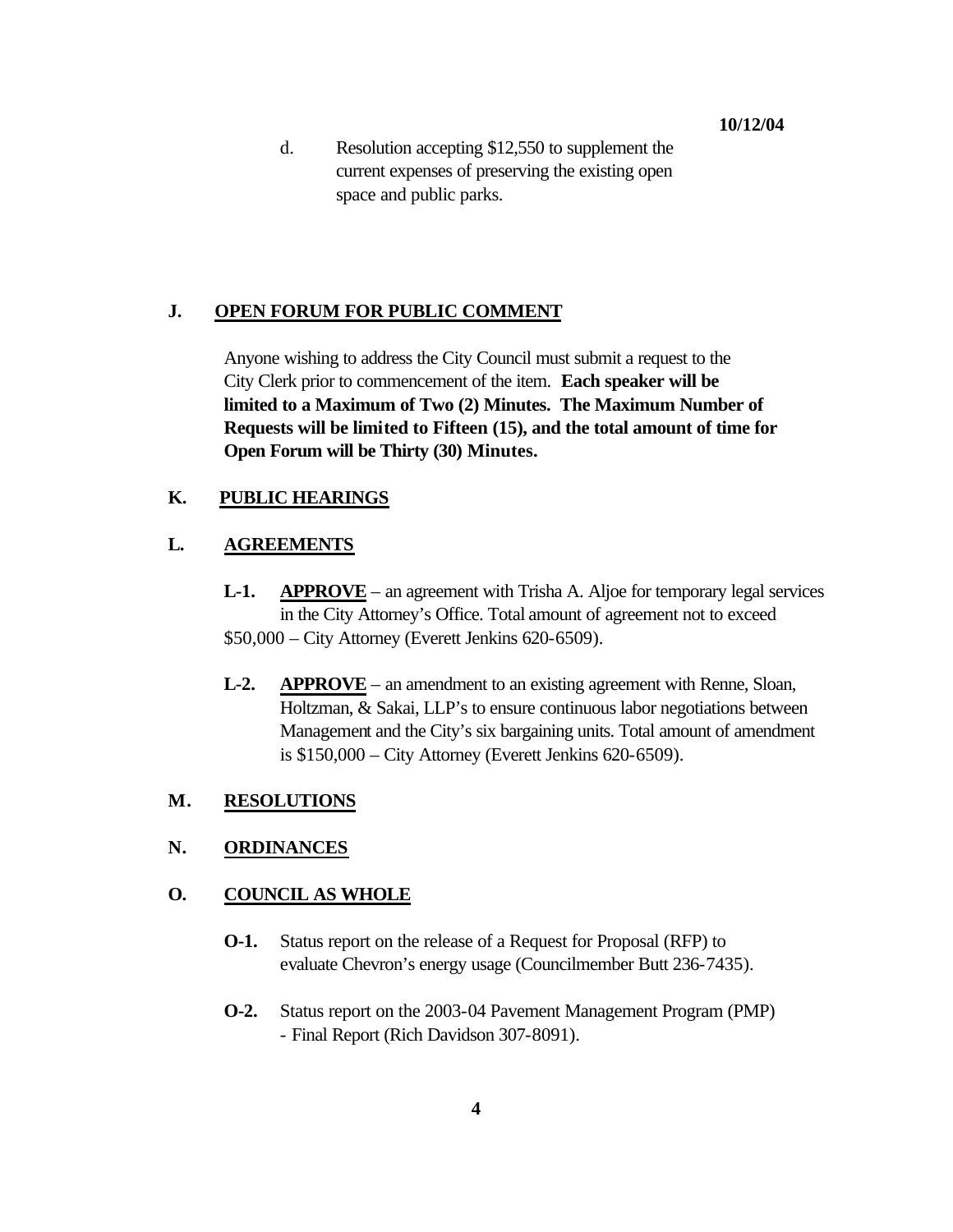d. Resolution accepting $12,550 to supplement the current expenses of preserving the existing open space and public parks.

## J. OPEN FORUM FOR PUBLIC COMMENT

Anyone wishing to address the City Council must submit a request to the City Clerk prior to commencement of the item. **Each speaker will be limited to a Maximum of Two (2) Minutes. The Maximum Number of Requests will be limited to Fifteen (15), and the total amount of time for Open Forum will be Thirty (30) Minutes.**

## K. PUBLIC HEARINGS

## L. AGREEMENTS

**L-1. APPROVE** – an agreement with Trisha A. Aljoe for temporary legal services in the City Attorney's Office. Total amount of agreement not to exceed $50,000 – City Attorney (Everett Jenkins 620-6509).

**L-2. APPROVE** – an amendment to an existing agreement with Renne, Sloan, Holtzman, & Sakai, LLP's to ensure continuous labor negotiations between Management and the City's six bargaining units. Total amount of amendment is $150,000 – City Attorney (Everett Jenkins 620-6509).

## M. RESOLUTIONS

## N. ORDINANCES

## O. COUNCIL AS WHOLE

**O-1.** Status report on the release of a Request for Proposal (RFP) to evaluate Chevron's energy usage (Councilmember Butt 236-7435).

**O-2.** Status report on the 2003-04 Pavement Management Program (PMP) - Final Report (Rich Davidson 307-8091).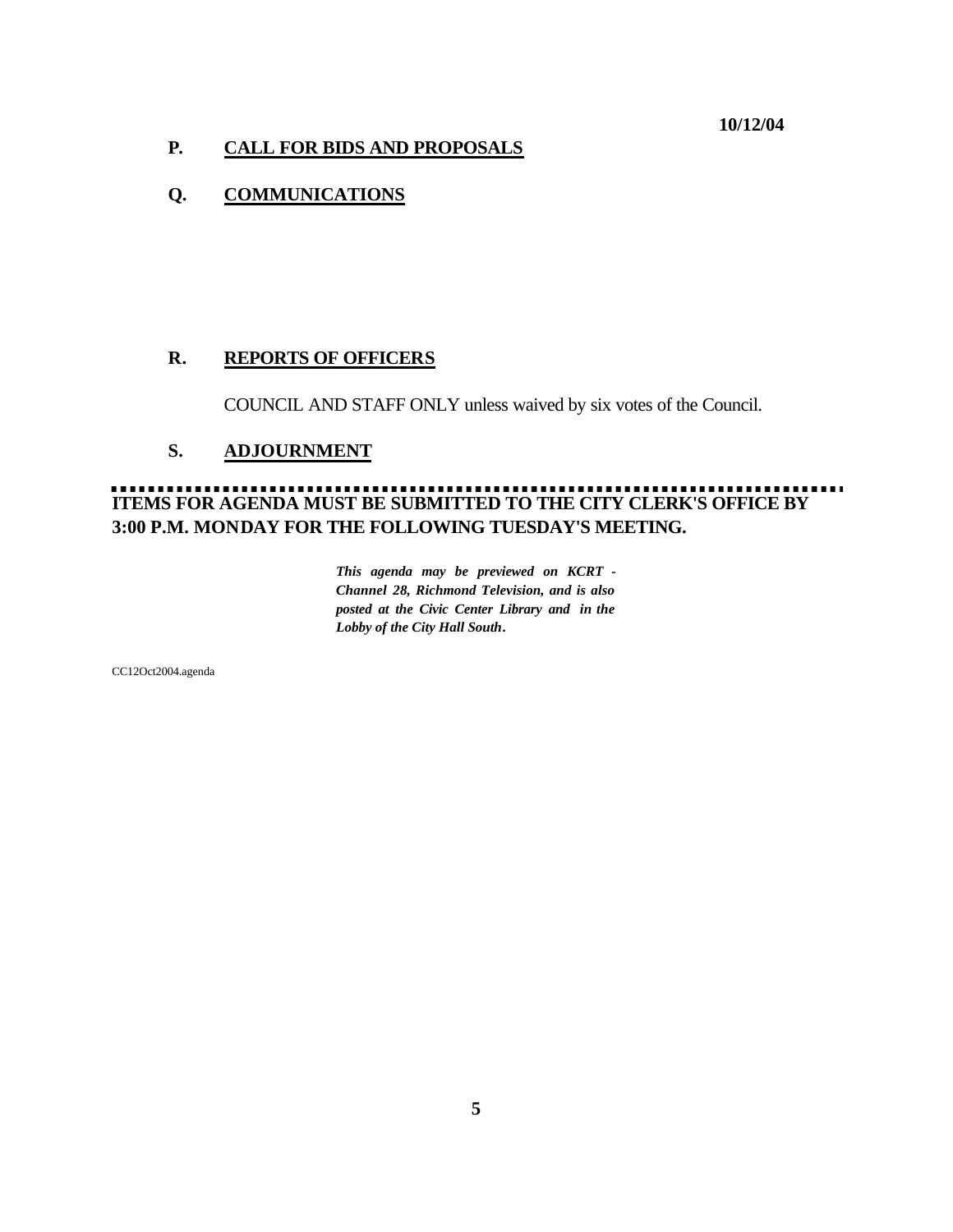10/12/04

## P. CALL FOR BIDS AND PROPOSALS

## Q. COMMUNICATIONS

## R. REPORTS OF OFFICERS

COUNCIL AND STAFF ONLY unless waived by six votes of the Council.

## S. ADJOURNMENT

---

**ITEMS FOR AGENDA MUST BE SUBMITTED TO THE CITY CLERK'S OFFICE BY 3:00 P.M. MONDAY FOR THE FOLLOWING TUESDAY'S MEETING.**

***This agenda may be previewed on KCRT - Channel 28, Richmond Television, and is also posted at the Civic Center Library and in the Lobby of the City Hall South.***

CC12Oct2004.agenda